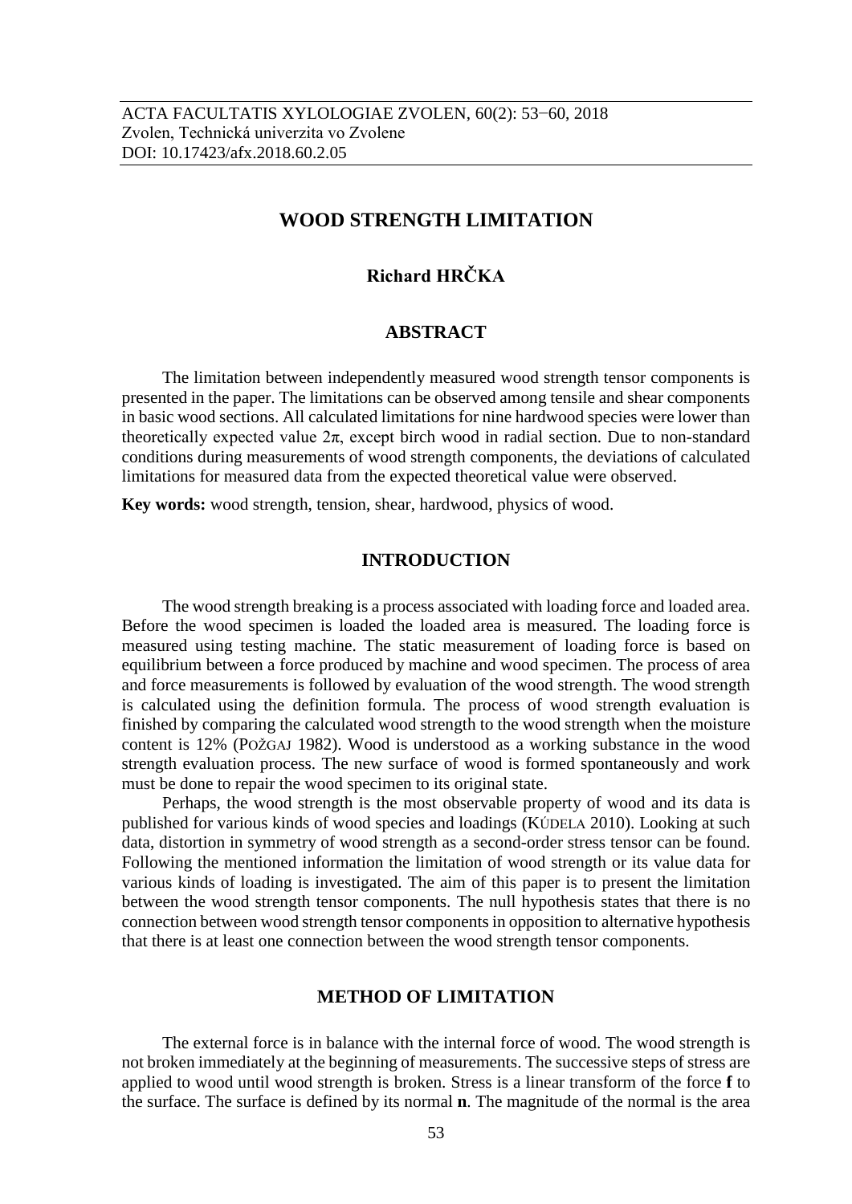ACTA FACULTATIS XYLOLOGIAE ZVOLEN, 60(2): 53−60, 2018
Zvolen, Technická univerzita vo Zvolene
DOI: 10.17423/afx.2018.60.2.05

# WOOD STRENGTH LIMITATION

**Richard HRČKA**

## ABSTRACT

The limitation between independently measured wood strength tensor components is presented in the paper. The limitations can be observed among tensile and shear components in basic wood sections. All calculated limitations for nine hardwood species were lower than theoretically expected value $2\pi$, except birch wood in radial section. Due to non-standard conditions during measurements of wood strength components, the deviations of calculated limitations for measured data from the expected theoretical value were observed.

**Key words:** wood strength, tension, shear, hardwood, physics of wood.

## INTRODUCTION

The wood strength breaking is a process associated with loading force and loaded area. Before the wood specimen is loaded the loaded area is measured. The loading force is measured using testing machine. The static measurement of loading force is based on equilibrium between a force produced by machine and wood specimen. The process of area and force measurements is followed by evaluation of the wood strength. The wood strength is calculated using the definition formula. The process of wood strength evaluation is finished by comparing the calculated wood strength to the wood strength when the moisture content is 12% (POŽGAJ 1982). Wood is understood as a working substance in the wood strength evaluation process. The new surface of wood is formed spontaneously and work must be done to repair the wood specimen to its original state.

Perhaps, the wood strength is the most observable property of wood and its data is published for various kinds of wood species and loadings (KÚDELA 2010). Looking at such data, distortion in symmetry of wood strength as a second-order stress tensor can be found. Following the mentioned information the limitation of wood strength or its value data for various kinds of loading is investigated. The aim of this paper is to present the limitation between the wood strength tensor components. The null hypothesis states that there is no connection between wood strength tensor components in opposition to alternative hypothesis that there is at least one connection between the wood strength tensor components.

## METHOD OF LIMITATION

The external force is in balance with the internal force of wood. The wood strength is not broken immediately at the beginning of measurements. The successive steps of stress are applied to wood until wood strength is broken. Stress is a linear transform of the force **f** to the surface. The surface is defined by its normal **n**. The magnitude of the normal is the area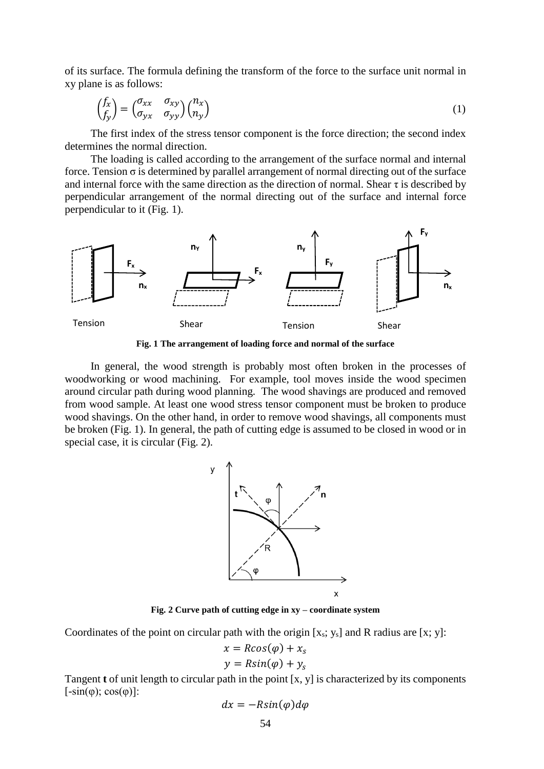of its surface. The formula defining the transform of the force to the surface unit normal in xy plane is as follows:

$$\begin{pmatrix} f_x \\ f_y \end{pmatrix} = \begin{pmatrix} \sigma_{xx} & \sigma_{xy} \\ \sigma_{yx} & \sigma_{yy} \end{pmatrix} \begin{pmatrix} n_x \\ n_y \end{pmatrix} \tag{1}$$

The first index of the stress tensor component is the force direction; the second index determines the normal direction.

The loading is called according to the arrangement of the surface normal and internal force. Tension $\sigma$ is determined by parallel arrangement of normal directing out of the surface and internal force with the same direction as the direction of normal. Shear $\tau$ is described by perpendicular arrangement of the normal directing out of the surface and internal force perpendicular to it (Fig. 1).

**Fig. 1 The arrangement of loading force and normal of the surface**

In general, the wood strength is probably most often broken in the processes of woodworking or wood machining. For example, tool moves inside the wood specimen around circular path during wood planning. The wood shavings are produced and removed from wood sample. At least one wood stress tensor component must be broken to produce wood shavings. On the other hand, in order to remove wood shavings, all components must be broken (Fig. 1). In general, the path of cutting edge is assumed to be closed in wood or in special case, it is circular (Fig. 2).

**Fig. 2 Curve path of cutting edge in xy – coordinate system**

Coordinates of the point on circular path with the origin [$x_s$; $y_s$] and R radius are [x; y]:

$$x = R\cos(\varphi) + x_s$$

$$y = R\sin(\varphi) + y_s$$

Tangent **t** of unit length to circular path in the point [x, y] is characterized by its components [-sin(φ); cos(φ)]:

$$dx = -R\sin(\varphi)d\varphi$$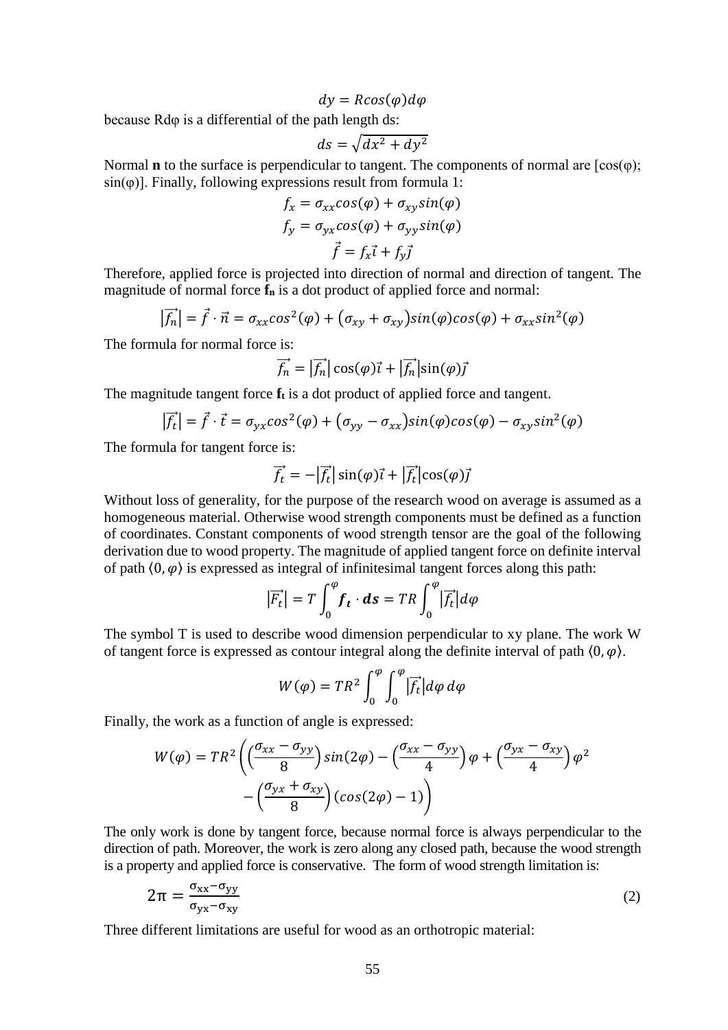$$dy = Rcos(\varphi)d\varphi$$

because Rdφ is a differential of the path length ds:

$$ds = \sqrt{dx^2 + dy^2}$$

Normal **n** to the surface is perpendicular to tangent. The components of normal are [cos(φ); sin(φ)]. Finally, following expressions result from formula 1:

$$f_x = \sigma_{xx}cos(\varphi) + \sigma_{xy}sin(\varphi)$$

$$f_y = \sigma_{yx}cos(\varphi) + \sigma_{yy}sin(\varphi)$$

$$\vec{f} = f_x\vec{\imath} + f_y\vec{\jmath}$$

Therefore, applied force is projected into direction of normal and direction of tangent. The magnitude of normal force $\mathbf{f_n}$ is a dot product of applied force and normal:

$$|\vec{f_n}| = \vec{f}\cdot\vec{n} = \sigma_{xx}cos^2(\varphi) + (\sigma_{xy} + \sigma_{xy})sin(\varphi)cos(\varphi) + \sigma_{xx}sin^2(\varphi)$$

The formula for normal force is:

$$\vec{f_n} = |\vec{f_n}|\cos(\varphi)\vec{\imath} + |\vec{f_n}|\sin(\varphi)\vec{\jmath}$$

The magnitude tangent force $\mathbf{f_t}$ is a dot product of applied force and tangent.

$$|\vec{f_t}| = \vec{f}\cdot\vec{t} = \sigma_{yx}cos^2(\varphi) + (\sigma_{yy} - \sigma_{xx})sin(\varphi)cos(\varphi) - \sigma_{xy}sin^2(\varphi)$$

The formula for tangent force is:

$$\vec{f_t} = -|\vec{f_t}|\sin(\varphi)\vec{\imath} + |\vec{f_t}|\cos(\varphi)\vec{\jmath}$$

Without loss of generality, for the purpose of the research wood on average is assumed as a homogeneous material. Otherwise wood strength components must be defined as a function of coordinates. Constant components of wood strength tensor are the goal of the following derivation due to wood property. The magnitude of applied tangent force on definite interval of path $\langle 0, \varphi\rangle$ is expressed as integral of infinitesimal tangent forces along this path:

$$|\vec{F_t}| = T\int_0^{\varphi}\boldsymbol{f_t}\cdot\boldsymbol{ds} = TR\int_0^{\varphi}|\vec{f_t}|d\varphi$$

The symbol T is used to describe wood dimension perpendicular to xy plane. The work W of tangent force is expressed as contour integral along the definite interval of path $\langle 0, \varphi\rangle$.

$$W(\varphi) = TR^2\int_0^{\varphi}\int_0^{\varphi}|\vec{f_t}|d\varphi\, d\varphi$$

Finally, the work as a function of angle is expressed:

$$W(\varphi) = TR^2\left(\left(\frac{\sigma_{xx} - \sigma_{yy}}{8}\right)sin(2\varphi) - \left(\frac{\sigma_{xx} - \sigma_{yy}}{4}\right)\varphi + \left(\frac{\sigma_{yx} - \sigma_{xy}}{4}\right)\varphi^2 - \left(\frac{\sigma_{yx} + \sigma_{xy}}{8}\right)(cos(2\varphi) - 1)\right)$$

The only work is done by tangent force, because normal force is always perpendicular to the direction of path. Moreover, the work is zero along any closed path, because the wood strength is a property and applied force is conservative. The form of wood strength limitation is:

$$2\pi = \frac{\sigma_{xx} - \sigma_{yy}}{\sigma_{yx} - \sigma_{xy}} \tag{2}$$

Three different limitations are useful for wood as an orthotropic material: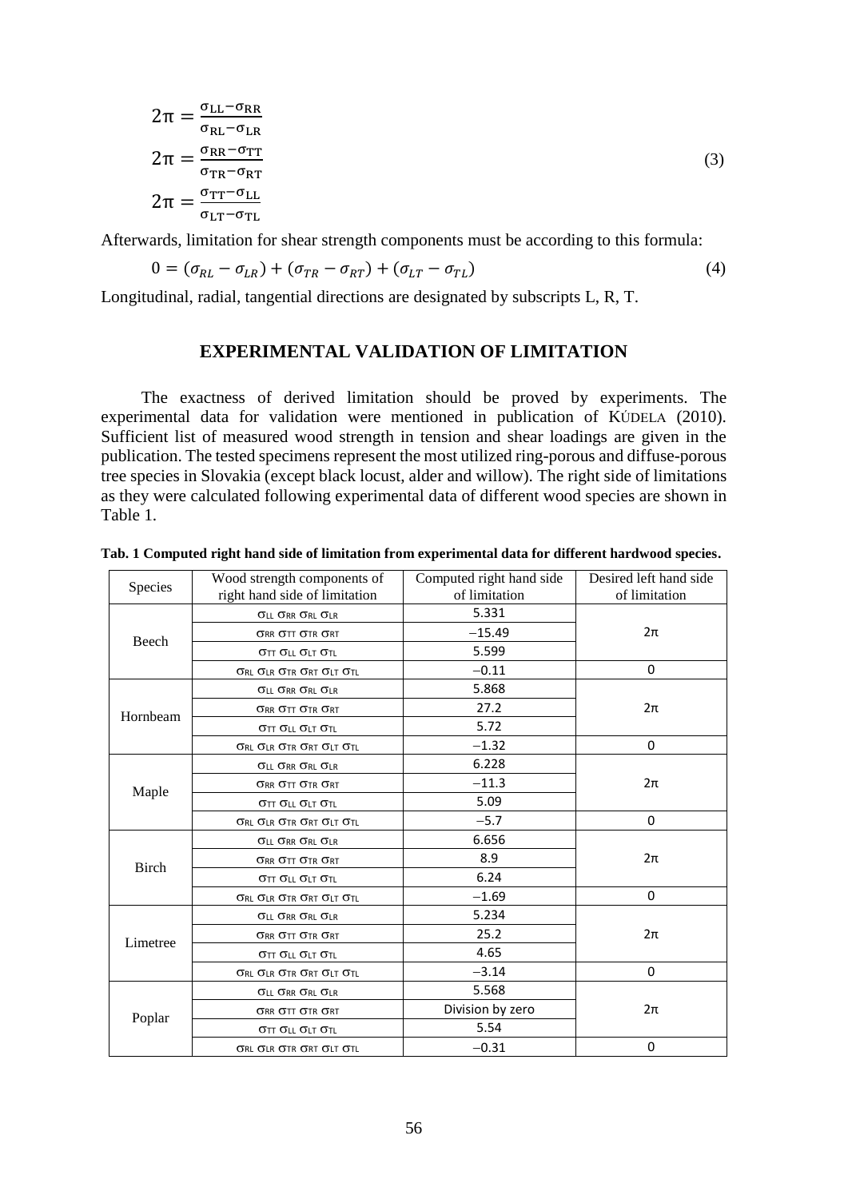$$2\pi = \frac{\sigma_{LL} - \sigma_{RR}}{\sigma_{RL} - \sigma_{LR}}$$
$$2\pi = \frac{\sigma_{RR} - \sigma_{TT}}{\sigma_{TR} - \sigma_{RT}} \quad (3)$$
$$2\pi = \frac{\sigma_{TT} - \sigma_{LL}}{\sigma_{LT} - \sigma_{TL}}$$

Afterwards, limitation for shear strength components must be according to this formula:

$$0 = (\sigma_{RL} - \sigma_{LR}) + (\sigma_{TR} - \sigma_{RT}) + (\sigma_{LT} - \sigma_{TL}) \quad (4)$$

Longitudinal, radial, tangential directions are designated by subscripts L, R, T.

## EXPERIMENTAL VALIDATION OF LIMITATION

The exactness of derived limitation should be proved by experiments. The experimental data for validation were mentioned in publication of KÚDELA (2010). Sufficient list of measured wood strength in tension and shear loadings are given in the publication. The tested specimens represent the most utilized ring-porous and diffuse-porous tree species in Slovakia (except black locust, alder and willow). The right side of limitations as they were calculated following experimental data of different wood species are shown in Table 1.

**Tab. 1 Computed right hand side of limitation from experimental data for different hardwood species.**

| Species | Wood strength components of right hand side of limitation | Computed right hand side of limitation | Desired left hand side of limitation |
|---|---|---|---|
| Beech | $\sigma_{LL}$ $\sigma_{RR}$ $\sigma_{RL}$ $\sigma_{LR}$ | 5.331 | 2π |
| | $\sigma_{RR}$ $\sigma_{TT}$ $\sigma_{TR}$ $\sigma_{RT}$ | −15.49 | |
| | $\sigma_{TT}$ $\sigma_{LL}$ $\sigma_{LT}$ $\sigma_{TL}$ | 5.599 | |
| | $\sigma_{RL}$ $\sigma_{LR}$ $\sigma_{TR}$ $\sigma_{RT}$ $\sigma_{LT}$ $\sigma_{TL}$ | −0.11 | 0 |
| Hornbeam | $\sigma_{LL}$ $\sigma_{RR}$ $\sigma_{RL}$ $\sigma_{LR}$ | 5.868 | 2π |
| | $\sigma_{RR}$ $\sigma_{TT}$ $\sigma_{TR}$ $\sigma_{RT}$ | 27.2 | |
| | $\sigma_{TT}$ $\sigma_{LL}$ $\sigma_{LT}$ $\sigma_{TL}$ | 5.72 | |
| | $\sigma_{RL}$ $\sigma_{LR}$ $\sigma_{TR}$ $\sigma_{RT}$ $\sigma_{LT}$ $\sigma_{TL}$ | −1.32 | 0 |
| Maple | $\sigma_{LL}$ $\sigma_{RR}$ $\sigma_{RL}$ $\sigma_{LR}$ | 6.228 | 2π |
| | $\sigma_{RR}$ $\sigma_{TT}$ $\sigma_{TR}$ $\sigma_{RT}$ | −11.3 | |
| | $\sigma_{TT}$ $\sigma_{LL}$ $\sigma_{LT}$ $\sigma_{TL}$ | 5.09 | |
| | $\sigma_{RL}$ $\sigma_{LR}$ $\sigma_{TR}$ $\sigma_{RT}$ $\sigma_{LT}$ $\sigma_{TL}$ | −5.7 | 0 |
| Birch | $\sigma_{LL}$ $\sigma_{RR}$ $\sigma_{RL}$ $\sigma_{LR}$ | 6.656 | 2π |
| | $\sigma_{RR}$ $\sigma_{TT}$ $\sigma_{TR}$ $\sigma_{RT}$ | 8.9 | |
| | $\sigma_{TT}$ $\sigma_{LL}$ $\sigma_{LT}$ $\sigma_{TL}$ | 6.24 | |
| | $\sigma_{RL}$ $\sigma_{LR}$ $\sigma_{TR}$ $\sigma_{RT}$ $\sigma_{LT}$ $\sigma_{TL}$ | −1.69 | 0 |
| Limetree | $\sigma_{LL}$ $\sigma_{RR}$ $\sigma_{RL}$ $\sigma_{LR}$ | 5.234 | 2π |
| | $\sigma_{RR}$ $\sigma_{TT}$ $\sigma_{TR}$ $\sigma_{RT}$ | 25.2 | |
| | $\sigma_{TT}$ $\sigma_{LL}$ $\sigma_{LT}$ $\sigma_{TL}$ | 4.65 | |
| | $\sigma_{RL}$ $\sigma_{LR}$ $\sigma_{TR}$ $\sigma_{RT}$ $\sigma_{LT}$ $\sigma_{TL}$ | −3.14 | 0 |
| Poplar | $\sigma_{LL}$ $\sigma_{RR}$ $\sigma_{RL}$ $\sigma_{LR}$ | 5.568 | 2π |
| | $\sigma_{RR}$ $\sigma_{TT}$ $\sigma_{TR}$ $\sigma_{RT}$ | Division by zero | |
| | $\sigma_{TT}$ $\sigma_{LL}$ $\sigma_{LT}$ $\sigma_{TL}$ | 5.54 | |
| | $\sigma_{RL}$ $\sigma_{LR}$ $\sigma_{TR}$ $\sigma_{RT}$ $\sigma_{LT}$ $\sigma_{TL}$ | −0.31 | 0 |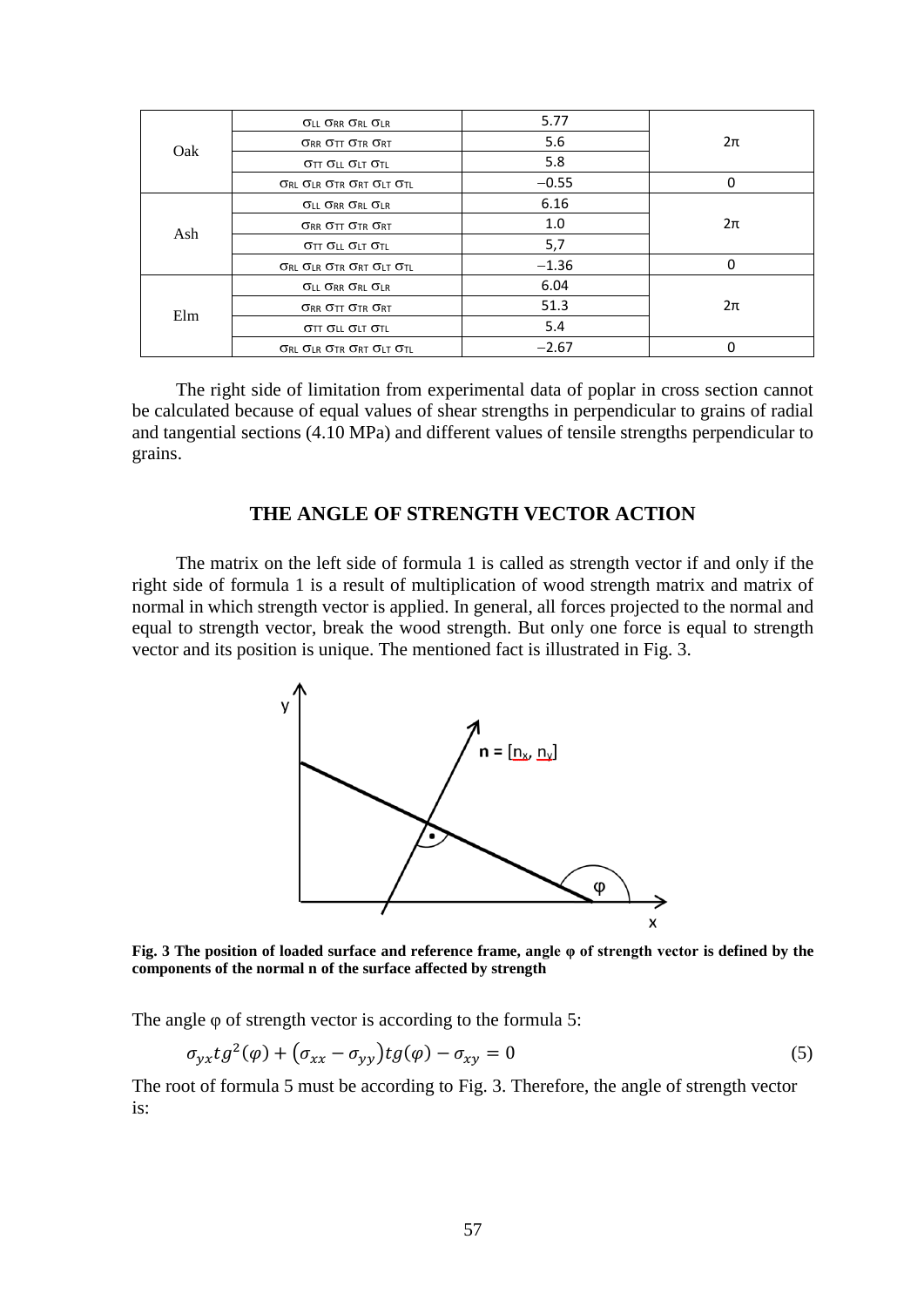| | | | |
|---|---|---|---|
| Oak | $\sigma_{LL}$ $\sigma_{RR}$ $\sigma_{RL}$ $\sigma_{LR}$ | 5.77 | 2π |
| | $\sigma_{RR}$ $\sigma_{TT}$ $\sigma_{TR}$ $\sigma_{RT}$ | 5.6 | |
| | $\sigma_{TT}$ $\sigma_{LL}$ $\sigma_{LT}$ $\sigma_{TL}$ | 5.8 | |
| | $\sigma_{RL}$ $\sigma_{LR}$ $\sigma_{TR}$ $\sigma_{RT}$ $\sigma_{LT}$ $\sigma_{TL}$ | −0.55 | 0 |
| Ash | $\sigma_{LL}$ $\sigma_{RR}$ $\sigma_{RL}$ $\sigma_{LR}$ | 6.16 | 2π |
| | $\sigma_{RR}$ $\sigma_{TT}$ $\sigma_{TR}$ $\sigma_{RT}$ | 1.0 | |
| | $\sigma_{TT}$ $\sigma_{LL}$ $\sigma_{LT}$ $\sigma_{TL}$ | 5,7 | |
| | $\sigma_{RL}$ $\sigma_{LR}$ $\sigma_{TR}$ $\sigma_{RT}$ $\sigma_{LT}$ $\sigma_{TL}$ | −1.36 | 0 |
| Elm | $\sigma_{LL}$ $\sigma_{RR}$ $\sigma_{RL}$ $\sigma_{LR}$ | 6.04 | 2π |
| | $\sigma_{RR}$ $\sigma_{TT}$ $\sigma_{TR}$ $\sigma_{RT}$ | 51.3 | |
| | $\sigma_{TT}$ $\sigma_{LL}$ $\sigma_{LT}$ $\sigma_{TL}$ | 5.4 | |
| | $\sigma_{RL}$ $\sigma_{LR}$ $\sigma_{TR}$ $\sigma_{RT}$ $\sigma_{LT}$ $\sigma_{TL}$ | −2.67 | 0 |

The right side of limitation from experimental data of poplar in cross section cannot be calculated because of equal values of shear strengths in perpendicular to grains of radial and tangential sections (4.10 MPa) and different values of tensile strengths perpendicular to grains.

## THE ANGLE OF STRENGTH VECTOR ACTION

The matrix on the left side of formula 1 is called as strength vector if and only if the right side of formula 1 is a result of multiplication of wood strength matrix and matrix of normal in which strength vector is applied. In general, all forces projected to the normal and equal to strength vector, break the wood strength. But only one force is equal to strength vector and its position is unique. The mentioned fact is illustrated in Fig. 3.

**Fig. 3 The position of loaded surface and reference frame, angle φ of strength vector is defined by the components of the normal n of the surface affected by strength**

The angle φ of strength vector is according to the formula 5:

$$\sigma_{yx} tg^2(\varphi) + \left(\sigma_{xx} - \sigma_{yy}\right) tg(\varphi) - \sigma_{xy} = 0 \tag{5}$$

The root of formula 5 must be according to Fig. 3. Therefore, the angle of strength vector is: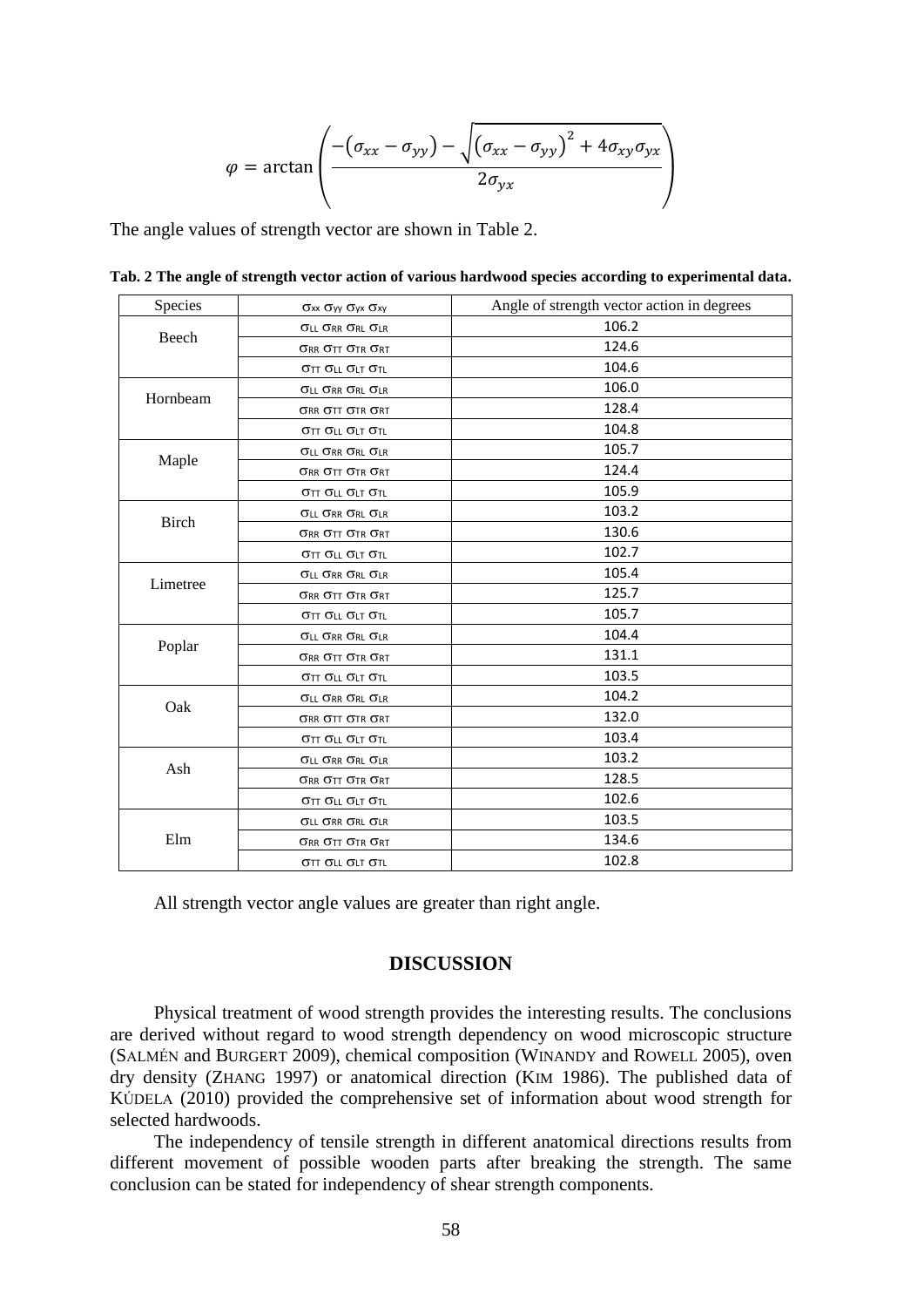$$\varphi = \arctan\left(\frac{-(\sigma_{xx}-\sigma_{yy})-\sqrt{(\sigma_{xx}-\sigma_{yy})^2+4\sigma_{xy}\sigma_{yx}}}{2\sigma_{yx}}\right)$$

The angle values of strength vector are shown in Table 2.

**Tab. 2 The angle of strength vector action of various hardwood species according to experimental data.**

| Species | $\sigma_{xx}$ $\sigma_{yy}$ $\sigma_{yx}$ $\sigma_{xy}$ | Angle of strength vector action in degrees |
|---|---|---|
| Beech | $\sigma_{LL}$ $\sigma_{RR}$ $\sigma_{RL}$ $\sigma_{LR}$ | 106.2 |
| | $\sigma_{RR}$ $\sigma_{TT}$ $\sigma_{TR}$ $\sigma_{RT}$ | 124.6 |
| | $\sigma_{TT}$ $\sigma_{LL}$ $\sigma_{LT}$ $\sigma_{TL}$ | 104.6 |
| Hornbeam | $\sigma_{LL}$ $\sigma_{RR}$ $\sigma_{RL}$ $\sigma_{LR}$ | 106.0 |
| | $\sigma_{RR}$ $\sigma_{TT}$ $\sigma_{TR}$ $\sigma_{RT}$ | 128.4 |
| | $\sigma_{TT}$ $\sigma_{LL}$ $\sigma_{LT}$ $\sigma_{TL}$ | 104.8 |
| Maple | $\sigma_{LL}$ $\sigma_{RR}$ $\sigma_{RL}$ $\sigma_{LR}$ | 105.7 |
| | $\sigma_{RR}$ $\sigma_{TT}$ $\sigma_{TR}$ $\sigma_{RT}$ | 124.4 |
| | $\sigma_{TT}$ $\sigma_{LL}$ $\sigma_{LT}$ $\sigma_{TL}$ | 105.9 |
| Birch | $\sigma_{LL}$ $\sigma_{RR}$ $\sigma_{RL}$ $\sigma_{LR}$ | 103.2 |
| | $\sigma_{RR}$ $\sigma_{TT}$ $\sigma_{TR}$ $\sigma_{RT}$ | 130.6 |
| | $\sigma_{TT}$ $\sigma_{LL}$ $\sigma_{LT}$ $\sigma_{TL}$ | 102.7 |
| Limetree | $\sigma_{LL}$ $\sigma_{RR}$ $\sigma_{RL}$ $\sigma_{LR}$ | 105.4 |
| | $\sigma_{RR}$ $\sigma_{TT}$ $\sigma_{TR}$ $\sigma_{RT}$ | 125.7 |
| | $\sigma_{TT}$ $\sigma_{LL}$ $\sigma_{LT}$ $\sigma_{TL}$ | 105.7 |
| Poplar | $\sigma_{LL}$ $\sigma_{RR}$ $\sigma_{RL}$ $\sigma_{LR}$ | 104.4 |
| | $\sigma_{RR}$ $\sigma_{TT}$ $\sigma_{TR}$ $\sigma_{RT}$ | 131.1 |
| | $\sigma_{TT}$ $\sigma_{LL}$ $\sigma_{LT}$ $\sigma_{TL}$ | 103.5 |
| Oak | $\sigma_{LL}$ $\sigma_{RR}$ $\sigma_{RL}$ $\sigma_{LR}$ | 104.2 |
| | $\sigma_{RR}$ $\sigma_{TT}$ $\sigma_{TR}$ $\sigma_{RT}$ | 132.0 |
| | $\sigma_{TT}$ $\sigma_{LL}$ $\sigma_{LT}$ $\sigma_{TL}$ | 103.4 |
| Ash | $\sigma_{LL}$ $\sigma_{RR}$ $\sigma_{RL}$ $\sigma_{LR}$ | 103.2 |
| | $\sigma_{RR}$ $\sigma_{TT}$ $\sigma_{TR}$ $\sigma_{RT}$ | 128.5 |
| | $\sigma_{TT}$ $\sigma_{LL}$ $\sigma_{LT}$ $\sigma_{TL}$ | 102.6 |
| Elm | $\sigma_{LL}$ $\sigma_{RR}$ $\sigma_{RL}$ $\sigma_{LR}$ | 103.5 |
| | $\sigma_{RR}$ $\sigma_{TT}$ $\sigma_{TR}$ $\sigma_{RT}$ | 134.6 |
| | $\sigma_{TT}$ $\sigma_{LL}$ $\sigma_{LT}$ $\sigma_{TL}$ | 102.8 |

All strength vector angle values are greater than right angle.

## DISCUSSION

Physical treatment of wood strength provides the interesting results. The conclusions are derived without regard to wood strength dependency on wood microscopic structure (SALMÉN and BURGERT 2009), chemical composition (WINANDY and ROWELL 2005), oven dry density (ZHANG 1997) or anatomical direction (KIM 1986). The published data of KÚDELA (2010) provided the comprehensive set of information about wood strength for selected hardwoods.

The independency of tensile strength in different anatomical directions results from different movement of possible wooden parts after breaking the strength. The same conclusion can be stated for independency of shear strength components.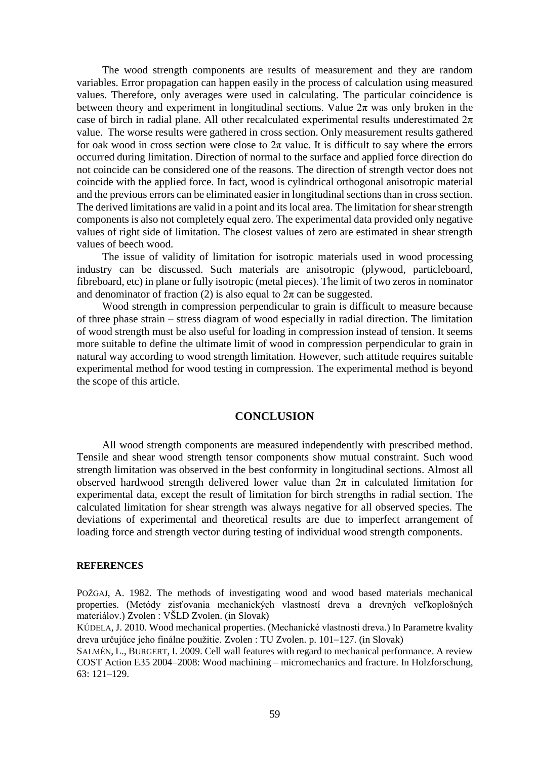The wood strength components are results of measurement and they are random variables. Error propagation can happen easily in the process of calculation using measured values. Therefore, only averages were used in calculating. The particular coincidence is between theory and experiment in longitudinal sections. Value $2\pi$ was only broken in the case of birch in radial plane. All other recalculated experimental results underestimated $2\pi$ value. The worse results were gathered in cross section. Only measurement results gathered for oak wood in cross section were close to $2\pi$ value. It is difficult to say where the errors occurred during limitation. Direction of normal to the surface and applied force direction do not coincide can be considered one of the reasons. The direction of strength vector does not coincide with the applied force. In fact, wood is cylindrical orthogonal anisotropic material and the previous errors can be eliminated easier in longitudinal sections than in cross section. The derived limitations are valid in a point and its local area. The limitation for shear strength components is also not completely equal zero. The experimental data provided only negative values of right side of limitation. The closest values of zero are estimated in shear strength values of beech wood.

The issue of validity of limitation for isotropic materials used in wood processing industry can be discussed. Such materials are anisotropic (plywood, particleboard, fibreboard, etc) in plane or fully isotropic (metal pieces). The limit of two zeros in nominator and denominator of fraction (2) is also equal to $2\pi$ can be suggested.

Wood strength in compression perpendicular to grain is difficult to measure because of three phase strain – stress diagram of wood especially in radial direction. The limitation of wood strength must be also useful for loading in compression instead of tension. It seems more suitable to define the ultimate limit of wood in compression perpendicular to grain in natural way according to wood strength limitation. However, such attitude requires suitable experimental method for wood testing in compression. The experimental method is beyond the scope of this article.

## CONCLUSION

All wood strength components are measured independently with prescribed method. Tensile and shear wood strength tensor components show mutual constraint. Such wood strength limitation was observed in the best conformity in longitudinal sections. Almost all observed hardwood strength delivered lower value than $2\pi$ in calculated limitation for experimental data, except the result of limitation for birch strengths in radial section. The calculated limitation for shear strength was always negative for all observed species. The deviations of experimental and theoretical results are due to imperfect arrangement of loading force and strength vector during testing of individual wood strength components.

### REFERENCES

POŽGAJ, A. 1982. The methods of investigating wood and wood based materials mechanical properties. (Metódy zisťovania mechanických vlastností dreva a drevných veľkoplošných materiálov.) Zvolen : VŠLD Zvolen. (in Slovak)

KÚDELA, J. 2010. Wood mechanical properties. (Mechanické vlastnosti dreva.) In Parametre kvality dreva určujúce jeho finálne použitie. Zvolen : TU Zvolen. p. 101–127. (in Slovak)

SALMÉN, L., BURGERT, I. 2009. Cell wall features with regard to mechanical performance. A review COST Action E35 2004–2008: Wood machining – micromechanics and fracture. In Holzforschung, 63: 121–129.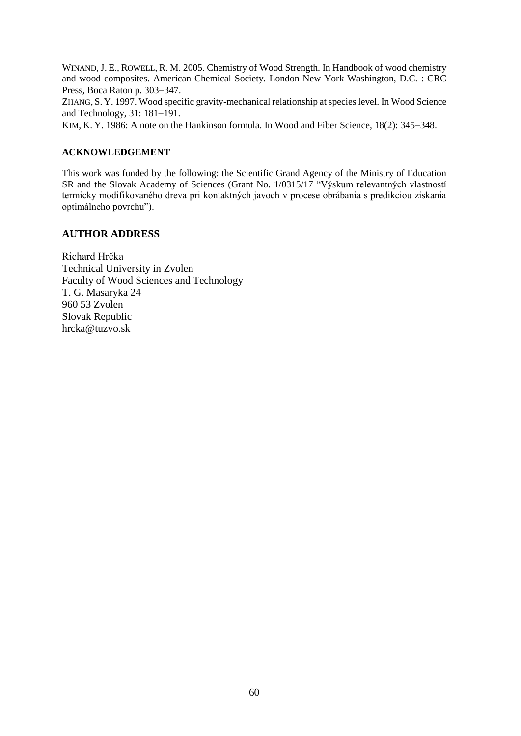WINAND, J. E., ROWELL, R. M. 2005. Chemistry of Wood Strength. In Handbook of wood chemistry and wood composites. American Chemical Society. London New York Washington, D.C. : CRC Press, Boca Raton p. 303–347.

ZHANG, S. Y. 1997. Wood specific gravity-mechanical relationship at species level. In Wood Science and Technology, 31: 181–191.

KIM, K. Y. 1986: A note on the Hankinson formula. In Wood and Fiber Science, 18(2): 345–348.

**ACKNOWLEDGEMENT**

This work was funded by the following: the Scientific Grand Agency of the Ministry of Education SR and the Slovak Academy of Sciences (Grant No. 1/0315/17 "Výskum relevantných vlastností termicky modifikovaného dreva pri kontaktných javoch v procese obrábania s predikciou získania optimálneho povrchu").

## AUTHOR ADDRESS

Richard Hrčka
Technical University in Zvolen
Faculty of Wood Sciences and Technology
T. G. Masaryka 24
960 53 Zvolen
Slovak Republic
hrcka@tuzvo.sk